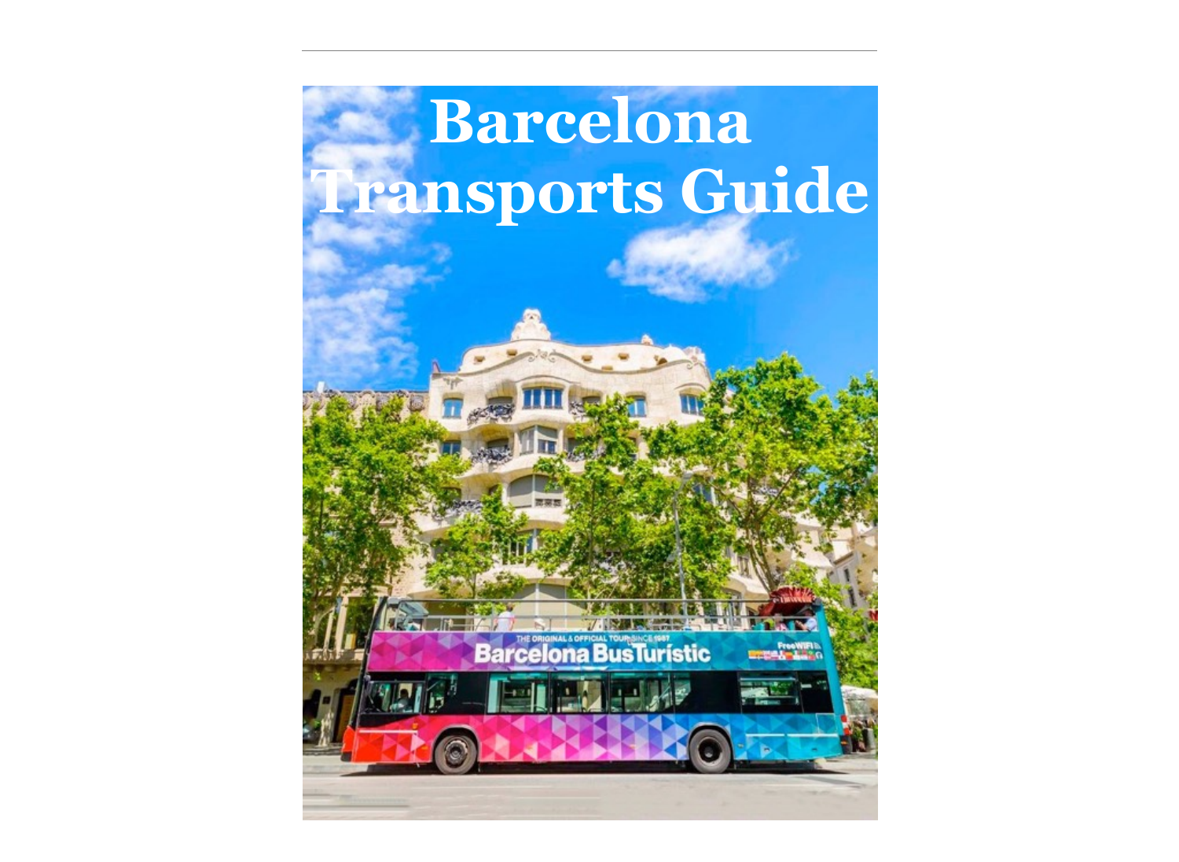# Barcelona Transports Guide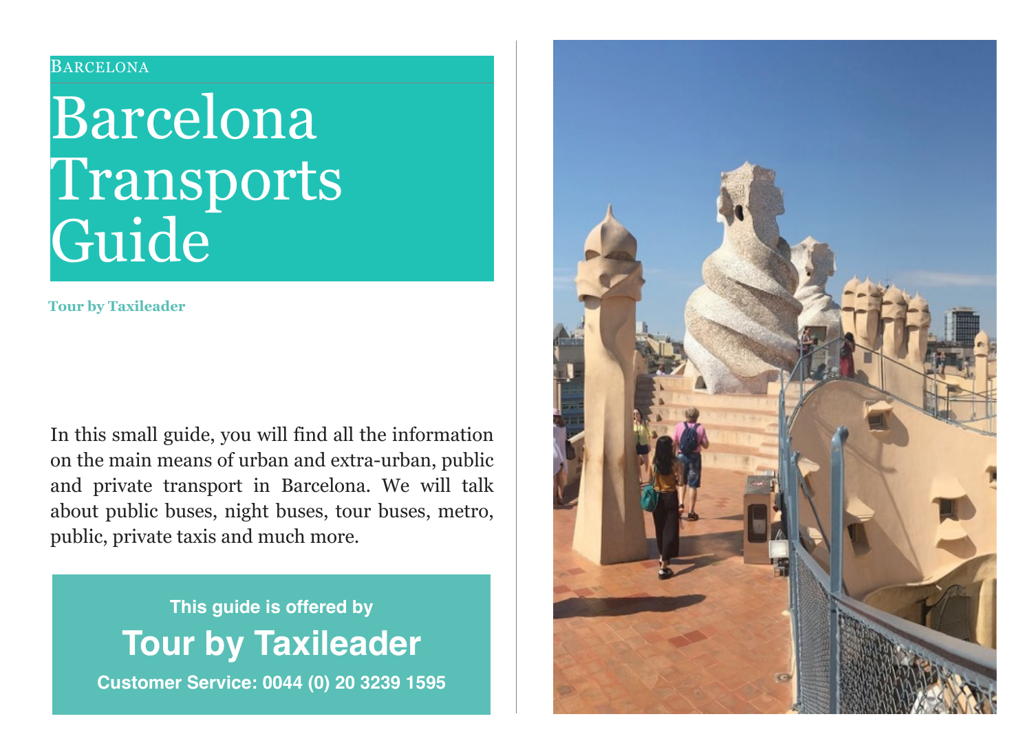BARCELONA

# Barcelona Transports Guide

**Tour by Taxileader**

In this small guide, you will find all the information on the main means of urban and extra-urban, public and private transport in Barcelona. We will talk about public buses, night buses, tour buses, metro, public, private taxis and much more.

**This guide is offered by**

**Tour by Taxileader**

**Customer Service: 0044 (0) 20 3239 1595**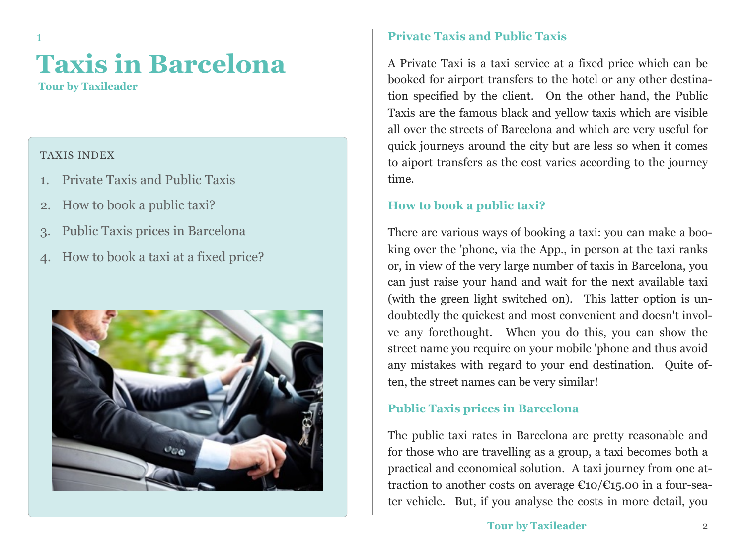# Taxis in Barcelona

**Tour by Taxileader**

TAXIS INDEX

1. Private Taxis and Public Taxis
2. How to book a public taxi?
3. Public Taxis prices in Barcelona
4. How to book a taxi at a fixed price?

## Private Taxis and Public Taxis

A Private Taxi is a taxi service at a fixed price which can be booked for airport transfers to the hotel or any other destination specified by the client. On the other hand, the Public Taxis are the famous black and yellow taxis which are visible all over the streets of Barcelona and which are very useful for quick journeys around the city but are less so when it comes to aiport transfers as the cost varies according to the journey time.

## How to book a public taxi?

There are various ways of booking a taxi: you can make a booking over the 'phone, via the App., in person at the taxi ranks or, in view of the very large number of taxis in Barcelona, you can just raise your hand and wait for the next available taxi (with the green light switched on). This latter option is undoubtedly the quickest and most convenient and doesn't involve any forethought. When you do this, you can show the street name you require on your mobile 'phone and thus avoid any mistakes with regard to your end destination. Quite often, the street names can be very similar!

## Public Taxis prices in Barcelona

The public taxi rates in Barcelona are pretty reasonable and for those who are travelling as a group, a taxi becomes both a practical and economical solution. A taxi journey from one attraction to another costs on average €10/€15.00 in a four-seater vehicle. But, if you analyse the costs in more detail, you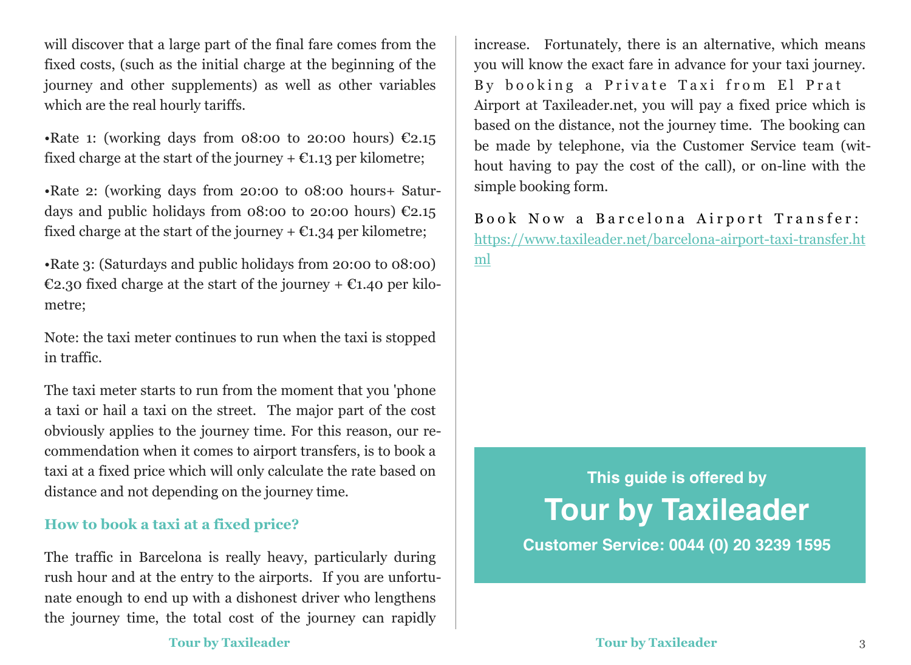will discover that a large part of the final fare comes from the fixed costs, (such as the initial charge at the beginning of the journey and other supplements) as well as other variables which are the real hourly tariffs.

•Rate 1: (working days from 08:00 to 20:00 hours) €2.15 fixed charge at the start of the journey + €1.13 per kilometre;

•Rate 2: (working days from 20:00 to 08:00 hours+ Saturdays and public holidays from 08:00 to 20:00 hours) €2.15 fixed charge at the start of the journey + €1.34 per kilometre;

•Rate 3: (Saturdays and public holidays from 20:00 to 08:00) €2.30 fixed charge at the start of the journey + €1.40 per kilometre;

Note: the taxi meter continues to run when the taxi is stopped in traffic.

The taxi meter starts to run from the moment that you 'phone a taxi or hail a taxi on the street. The major part of the cost obviously applies to the journey time. For this reason, our recommendation when it comes to airport transfers, is to book a taxi at a fixed price which will only calculate the rate based on distance and not depending on the journey time.

### How to book a taxi at a fixed price?

The traffic in Barcelona is really heavy, particularly during rush hour and at the entry to the airports. If you are unfortunate enough to end up with a dishonest driver who lengthens the journey time, the total cost of the journey can rapidly increase. Fortunately, there is an alternative, which means you will know the exact fare in advance for your taxi journey. By booking a Private Taxi from El Prat Airport at Taxileader.net, you will pay a fixed price which is based on the distance, not the journey time. The booking can be made by telephone, via the Customer Service team (without having to pay the cost of the call), or on-line with the simple booking form.

Book Now a Barcelona Airport Transfer: https://www.taxileader.net/barcelona-airport-taxi-transfer.html

**This guide is offered by**

## Tour by Taxileader

**Customer Service: 0044 (0) 20 3239 1595**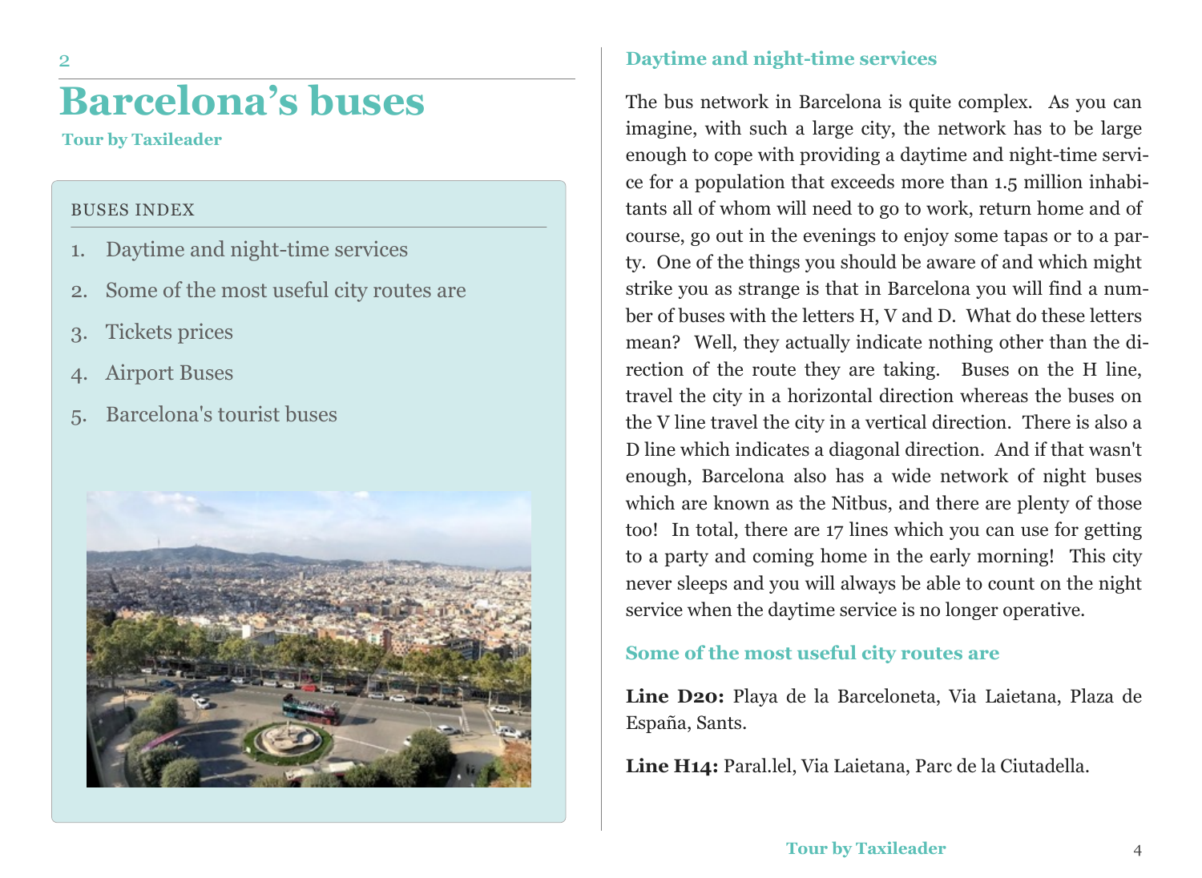# Barcelona's buses

**Tour by Taxileader**

BUSES INDEX

1. Daytime and night-time services
2. Some of the most useful city routes are
3. Tickets prices
4. Airport Buses
5. Barcelona's tourist buses

## Daytime and night-time services

The bus network in Barcelona is quite complex. As you can imagine, with such a large city, the network has to be large enough to cope with providing a daytime and night-time service for a population that exceeds more than 1.5 million inhabitants all of whom will need to go to work, return home and of course, go out in the evenings to enjoy some tapas or to a party. One of the things you should be aware of and which might strike you as strange is that in Barcelona you will find a number of buses with the letters H, V and D. What do these letters mean? Well, they actually indicate nothing other than the direction of the route they are taking. Buses on the H line, travel the city in a horizontal direction whereas the buses on the V line travel the city in a vertical direction. There is also a D line which indicates a diagonal direction. And if that wasn't enough, Barcelona also has a wide network of night buses which are known as the Nitbus, and there are plenty of those too! In total, there are 17 lines which you can use for getting to a party and coming home in the early morning! This city never sleeps and you will always be able to count on the night service when the daytime service is no longer operative.

## Some of the most useful city routes are

**Line D20:** Playa de la Barceloneta, Via Laietana, Plaza de España, Sants.

**Line H14:** Paral.lel, Via Laietana, Parc de la Ciutadella.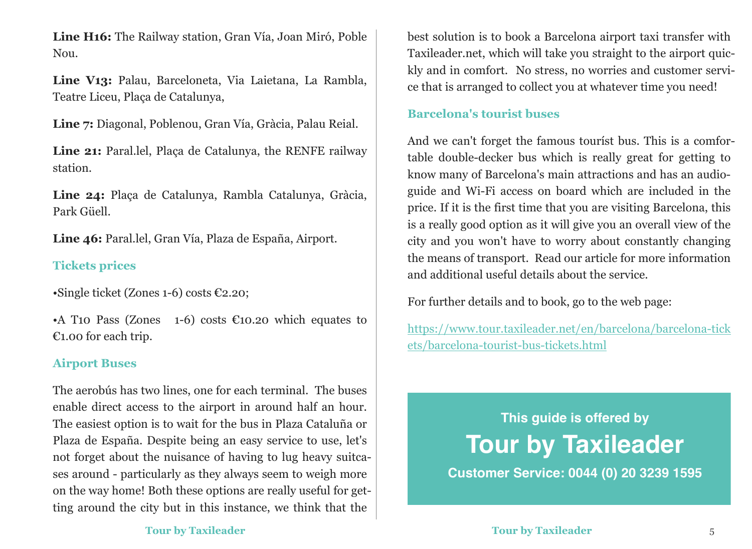**Line H16:** The Railway station, Gran Vía, Joan Miró, Poble Nou.

**Line V13:** Palau, Barceloneta, Via Laietana, La Rambla, Teatre Liceu, Plaça de Catalunya,

**Line 7:** Diagonal, Poblenou, Gran Vía, Gràcia, Palau Reial.

**Line 21:** Paral.lel, Plaça de Catalunya, the RENFE railway station.

**Line 24:** Plaça de Catalunya, Rambla Catalunya, Gràcia, Park Güell.

**Line 46:** Paral.lel, Gran Vía, Plaza de España, Airport.

### Tickets prices

•Single ticket (Zones 1-6) costs €2.20;

•A T10 Pass (Zones 1-6) costs €10.20 which equates to €1.00 for each trip.

### Airport Buses

The aerobús has two lines, one for each terminal. The buses enable direct access to the airport in around half an hour. The easiest option is to wait for the bus in Plaza Cataluña or Plaza de España. Despite being an easy service to use, let's not forget about the nuisance of having to lug heavy suitcases around - particularly as they always seem to weigh more on the way home! Both these options are really useful for getting around the city but in this instance, we think that the best solution is to book a Barcelona airport taxi transfer with Taxileader.net, which will take you straight to the airport quickly and in comfort. No stress, no worries and customer service that is arranged to collect you at whatever time you need!

### Barcelona's tourist buses

And we can't forget the famous touríst bus. This is a comfortable double-decker bus which is really great for getting to know many of Barcelona's main attractions and has an audio-guide and Wi-Fi access on board which are included in the price. If it is the first time that you are visiting Barcelona, this is a really good option as it will give you an overall view of the city and you won't have to worry about constantly changing the means of transport. Read our article for more information and additional useful details about the service.

For further details and to book, go to the web page:

https://www.tour.taxileader.net/en/barcelona/barcelona-tickets/barcelona-tourist-bus-tickets.html

**This guide is offered by**

**Tour by Taxileader**

**Customer Service: 0044 (0) 20 3239 1595**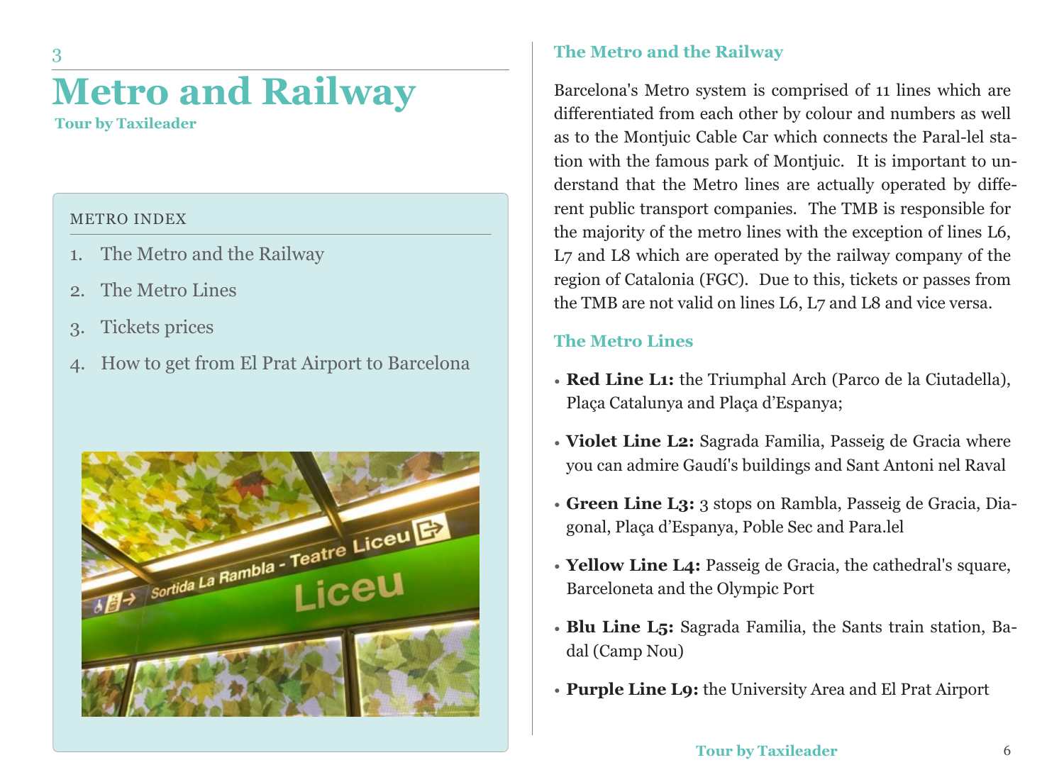3

# Metro and Railway

**Tour by Taxileader**

METRO INDEX

1. The Metro and the Railway
2. The Metro Lines
3. Tickets prices
4. How to get from El Prat Airport to Barcelona

## The Metro and the Railway

Barcelona's Metro system is comprised of 11 lines which are differentiated from each other by colour and numbers as well as to the Montjuic Cable Car which connects the Paral-lel station with the famous park of Montjuic. It is important to understand that the Metro lines are actually operated by different public transport companies. The TMB is responsible for the majority of the metro lines with the exception of lines L6, L7 and L8 which are operated by the railway company of the region of Catalonia (FGC). Due to this, tickets or passes from the TMB are not valid on lines L6, L7 and L8 and vice versa.

## The Metro Lines

- **Red Line L1:** the Triumphal Arch (Parco de la Ciutadella), Plaça Catalunya and Plaça d'Espanya;
- **Violet Line L2:** Sagrada Familia, Passeig de Gracia where you can admire Gaudí's buildings and Sant Antoni nel Raval
- **Green Line L3:** 3 stops on Rambla, Passeig de Gracia, Diagonal, Plaça d'Espanya, Poble Sec and Para.lel
- **Yellow Line L4:** Passeig de Gracia, the cathedral's square, Barceloneta and the Olympic Port
- **Blu Line L5:** Sagrada Familia, the Sants train station, Badal (Camp Nou)
- **Purple Line L9:** the University Area and El Prat Airport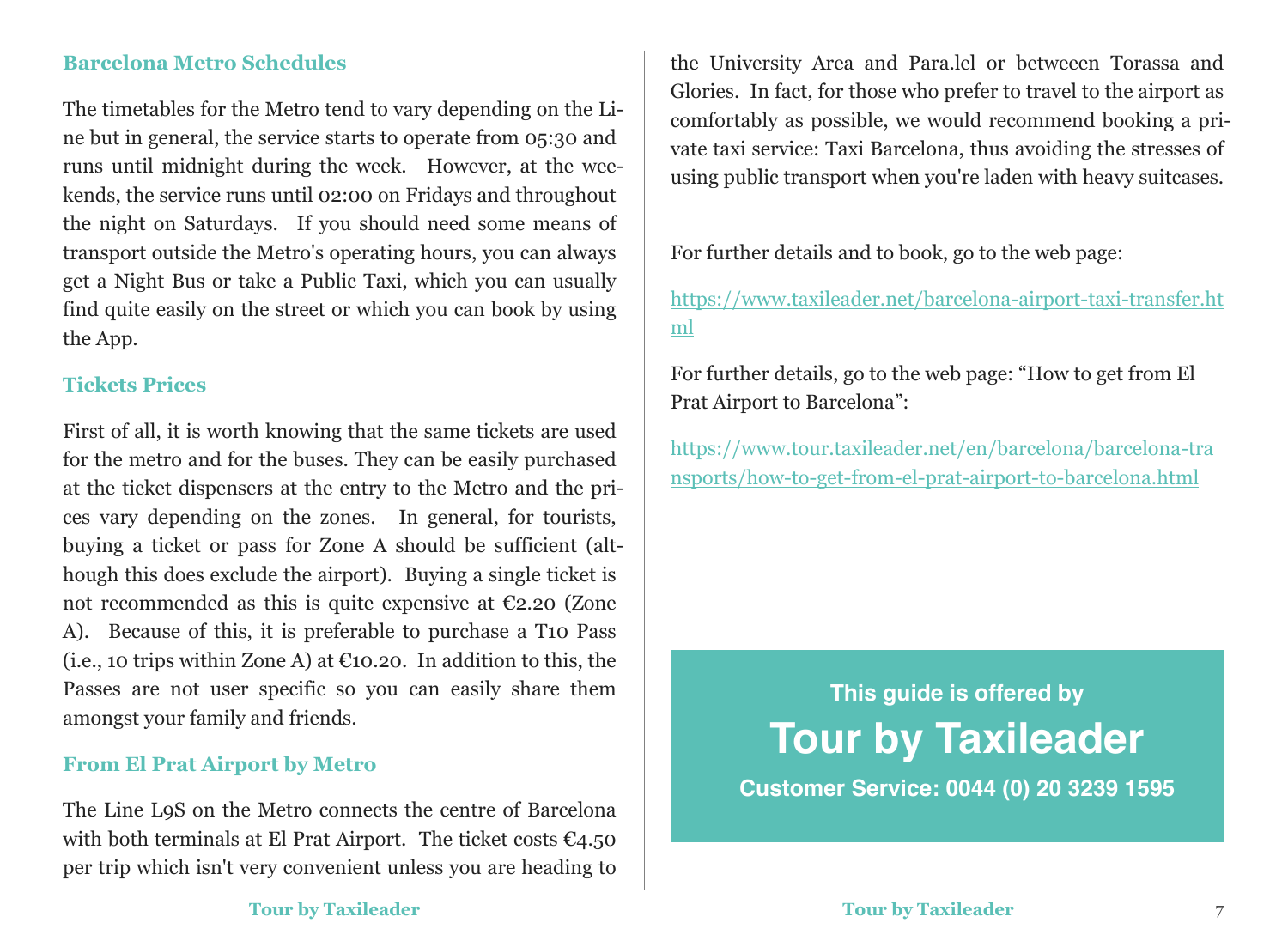## Barcelona Metro Schedules

The timetables for the Metro tend to vary depending on the Line but in general, the service starts to operate from 05:30 and runs until midnight during the week. However, at the weekends, the service runs until 02:00 on Fridays and throughout the night on Saturdays. If you should need some means of transport outside the Metro's operating hours, you can always get a Night Bus or take a Public Taxi, which you can usually find quite easily on the street or which you can book by using the App.

## Tickets Prices

First of all, it is worth knowing that the same tickets are used for the metro and for the buses. They can be easily purchased at the ticket dispensers at the entry to the Metro and the prices vary depending on the zones. In general, for tourists, buying a ticket or pass for Zone A should be sufficient (although this does exclude the airport). Buying a single ticket is not recommended as this is quite expensive at €2.20 (Zone A). Because of this, it is preferable to purchase a T10 Pass (i.e., 10 trips within Zone A) at €10.20. In addition to this, the Passes are not user specific so you can easily share them amongst your family and friends.

## From El Prat Airport by Metro

The Line L9S on the Metro connects the centre of Barcelona with both terminals at El Prat Airport. The ticket costs €4.50 per trip which isn't very convenient unless you are heading to the University Area and Para.lel or betweeen Torassa and Glories. In fact, for those who prefer to travel to the airport as comfortably as possible, we would recommend booking a private taxi service: Taxi Barcelona, thus avoiding the stresses of using public transport when you're laden with heavy suitcases.

For further details and to book, go to the web page:

https://www.taxileader.net/barcelona-airport-taxi-transfer.html

For further details, go to the web page: “How to get from El Prat Airport to Barcelona”:

https://www.tour.taxileader.net/en/barcelona/barcelona-transports/how-to-get-from-el-prat-airport-to-barcelona.html

**This guide is offered by**

**Tour by Taxileader**

**Customer Service: 0044 (0) 20 3239 1595**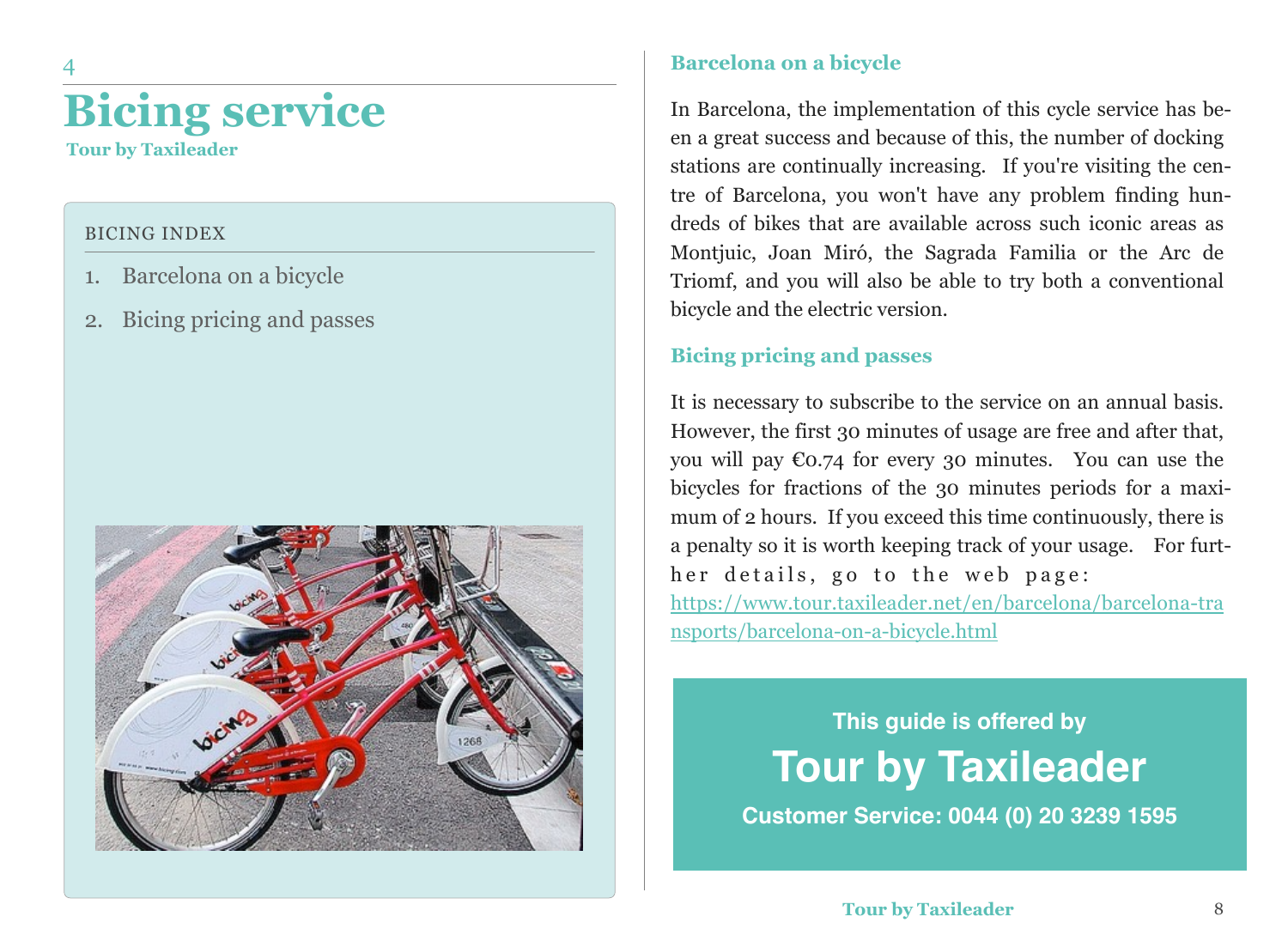4

# Bicing service

**Tour by Taxileader**

BICING INDEX

1. Barcelona on a bicycle
2. Bicing pricing and passes

## Barcelona on a bicycle

In Barcelona, the implementation of this cycle service has been a great success and because of this, the number of docking stations are continually increasing. If you're visiting the centre of Barcelona, you won't have any problem finding hundreds of bikes that are available across such iconic areas as Montjuic, Joan Miró, the Sagrada Familia or the Arc de Triomf, and you will also be able to try both a conventional bicycle and the electric version.

## Bicing pricing and passes

It is necessary to subscribe to the service on an annual basis. However, the first 30 minutes of usage are free and after that, you will pay €0.74 for every 30 minutes. You can use the bicycles for fractions of the 30 minutes periods for a maximum of 2 hours. If you exceed this time continuously, there is a penalty so it is worth keeping track of your usage. For further details, go to the web page: https://www.tour.taxileader.net/en/barcelona/barcelona-transports/barcelona-on-a-bicycle.html

**This guide is offered by**

**Tour by Taxileader**

**Customer Service: 0044 (0) 20 3239 1595**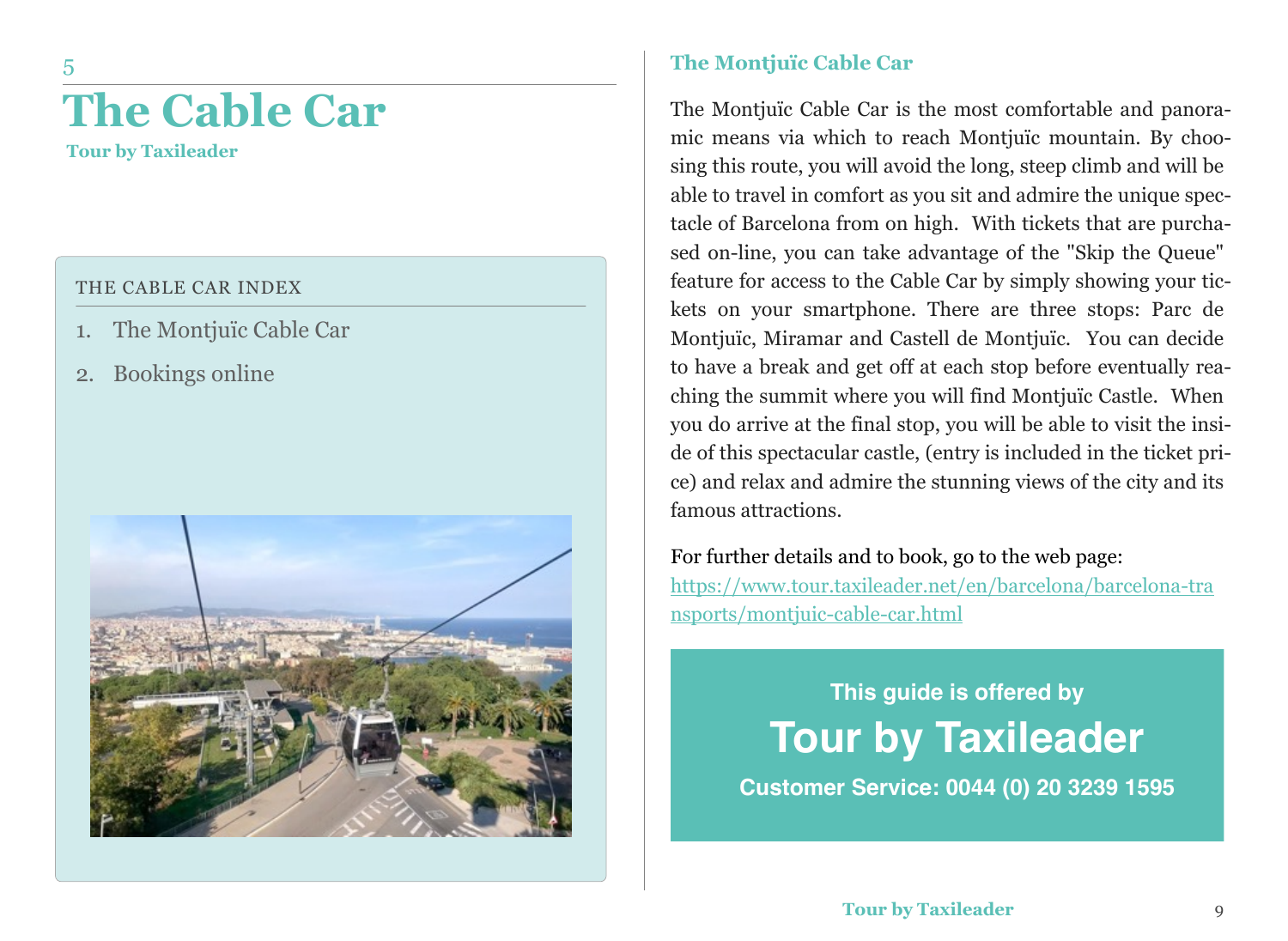5

# The Cable Car

**Tour by Taxileader**

THE CABLE CAR INDEX

1. The Montjuïc Cable Car
2. Bookings online

## The Montjuïc Cable Car

The Montjuïc Cable Car is the most comfortable and panoramic means via which to reach Montjuïc mountain. By choosing this route, you will avoid the long, steep climb and will be able to travel in comfort as you sit and admire the unique spectacle of Barcelona from on high. With tickets that are purchased on-line, you can take advantage of the "Skip the Queue" feature for access to the Cable Car by simply showing your tickets on your smartphone. There are three stops: Parc de Montjuïc, Miramar and Castell de Montjuïc. You can decide to have a break and get off at each stop before eventually reaching the summit where you will find Montjuïc Castle. When you do arrive at the final stop, you will be able to visit the inside of this spectacular castle, (entry is included in the ticket price) and relax and admire the stunning views of the city and its famous attractions.

For further details and to book, go to the web page:
https://www.tour.taxileader.net/en/barcelona/barcelona-transports/montjuic-cable-car.html

**This guide is offered by**

**Tour by Taxileader**

**Customer Service: 0044 (0) 20 3239 1595**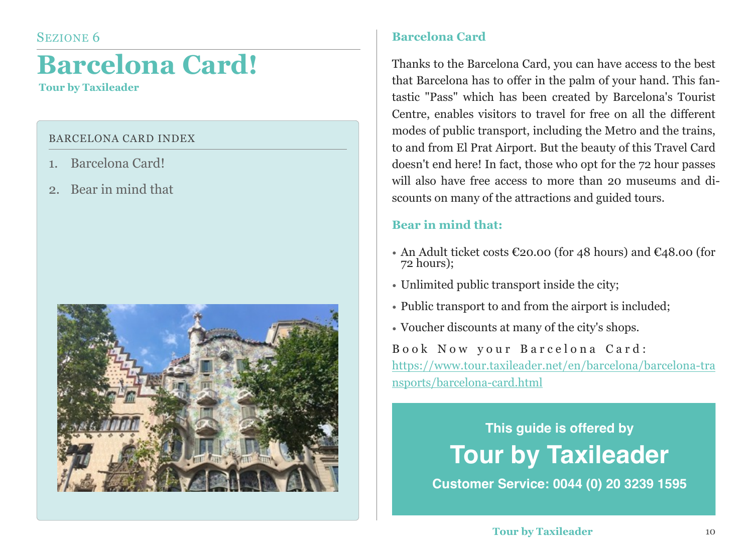Sezione 6

# Barcelona Card!

**Tour by Taxileader**

BARCELONA CARD INDEX

1. Barcelona Card!
2. Bear in mind that

## Barcelona Card

Thanks to the Barcelona Card, you can have access to the best that Barcelona has to offer in the palm of your hand. This fantastic "Pass" which has been created by Barcelona's Tourist Centre, enables visitors to travel for free on all the different modes of public transport, including the Metro and the trains, to and from El Prat Airport. But the beauty of this Travel Card doesn't end here! In fact, those who opt for the 72 hour passes will also have free access to more than 20 museums and discounts on many of the attractions and guided tours.

## Bear in mind that:

- An Adult ticket costs €20.00 (for 48 hours) and €48.00 (for 72 hours);
- Unlimited public transport inside the city;
- Public transport to and from the airport is included;
- Voucher discounts at many of the city's shops.

Book Now your Barcelona Card: https://www.tour.taxileader.net/en/barcelona/barcelona-transports/barcelona-card.html

**This guide is offered by**

**Tour by Taxileader**

**Customer Service: 0044 (0) 20 3239 1595**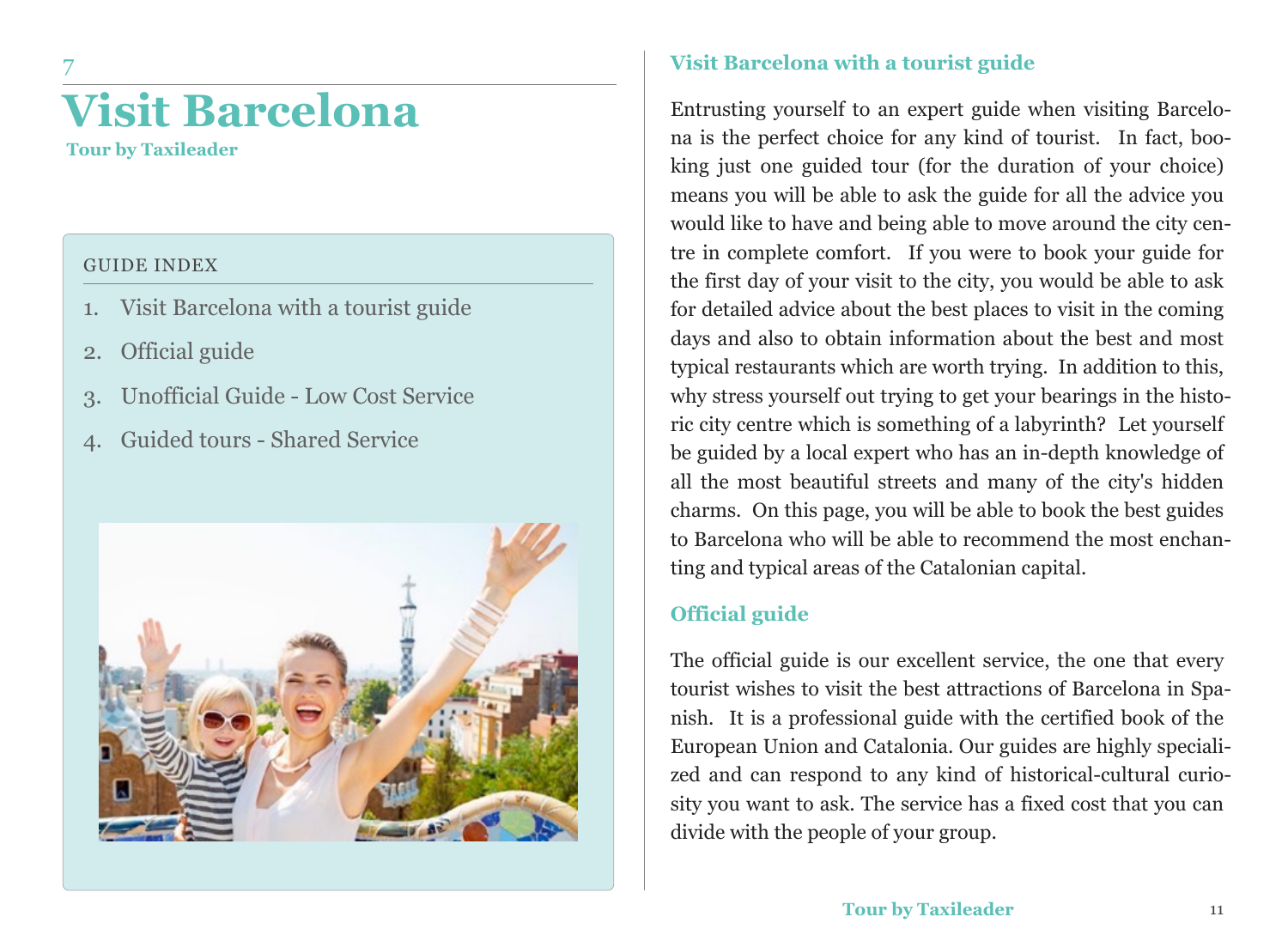7

# Visit Barcelona

**Tour by Taxileader**

GUIDE INDEX

1. Visit Barcelona with a tourist guide
2. Official guide
3. Unofficial Guide - Low Cost Service
4. Guided tours - Shared Service

## Visit Barcelona with a tourist guide

Entrusting yourself to an expert guide when visiting Barcelona is the perfect choice for any kind of tourist. In fact, booking just one guided tour (for the duration of your choice) means you will be able to ask the guide for all the advice you would like to have and being able to move around the city centre in complete comfort. If you were to book your guide for the first day of your visit to the city, you would be able to ask for detailed advice about the best places to visit in the coming days and also to obtain information about the best and most typical restaurants which are worth trying. In addition to this, why stress yourself out trying to get your bearings in the historic city centre which is something of a labyrinth? Let yourself be guided by a local expert who has an in-depth knowledge of all the most beautiful streets and many of the city's hidden charms. On this page, you will be able to book the best guides to Barcelona who will be able to recommend the most enchanting and typical areas of the Catalonian capital.

## Official guide

The official guide is our excellent service, the one that every tourist wishes to visit the best attractions of Barcelona in Spanish. It is a professional guide with the certified book of the European Union and Catalonia. Our guides are highly specialized and can respond to any kind of historical-cultural curiosity you want to ask. The service has a fixed cost that you can divide with the people of your group.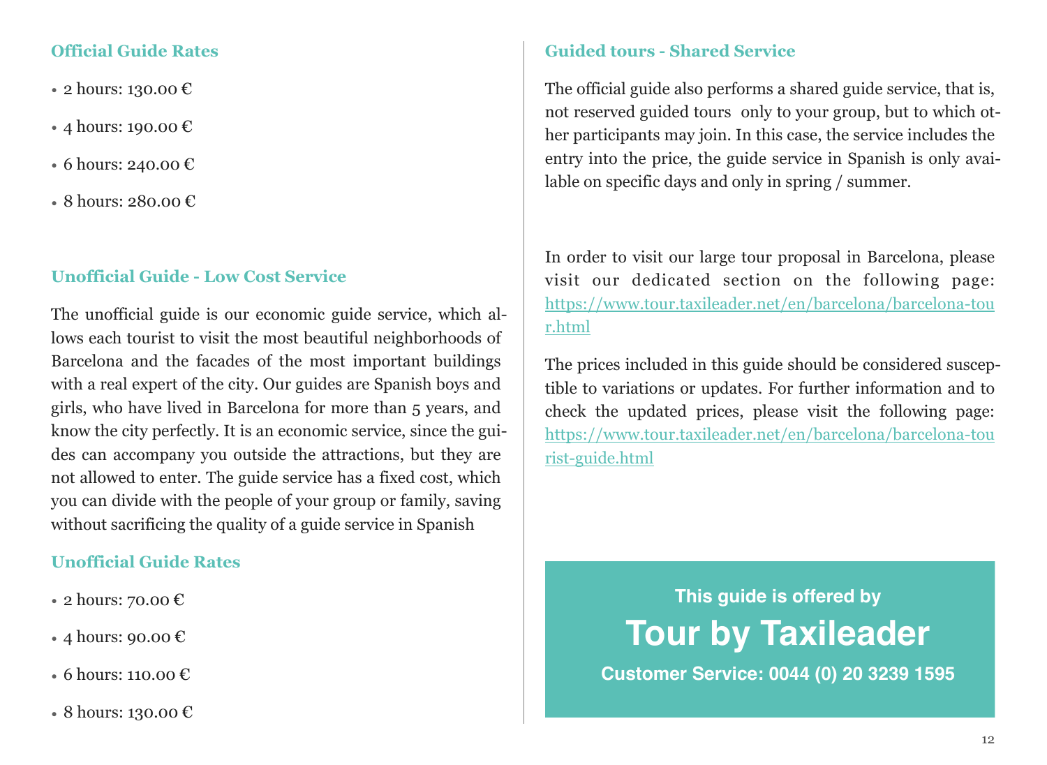### Official Guide Rates

- 2 hours: 130.00 €
- 4 hours: 190.00 €
- 6 hours: 240.00 €
- 8 hours: 280.00 €

### Unofficial Guide - Low Cost Service

The unofficial guide is our economic guide service, which allows each tourist to visit the most beautiful neighborhoods of Barcelona and the facades of the most important buildings with a real expert of the city. Our guides are Spanish boys and girls, who have lived in Barcelona for more than 5 years, and know the city perfectly. It is an economic service, since the guides can accompany you outside the attractions, but they are not allowed to enter. The guide service has a fixed cost, which you can divide with the people of your group or family, saving without sacrificing the quality of a guide service in Spanish

### Unofficial Guide Rates

- 2 hours: 70.00 €
- 4 hours: 90.00 €
- 6 hours: 110.00 €
- 8 hours: 130.00 €

### Guided tours - Shared Service

The official guide also performs a shared guide service, that is, not reserved guided tours only to your group, but to which other participants may join. In this case, the service includes the entry into the price, the guide service in Spanish is only available on specific days and only in spring / summer.

In order to visit our large tour proposal in Barcelona, please visit our dedicated section on the following page: https://www.tour.taxileader.net/en/barcelona/barcelona-tour.html

The prices included in this guide should be considered susceptible to variations or updates. For further information and to check the updated prices, please visit the following page: https://www.tour.taxileader.net/en/barcelona/barcelona-tourist-guide.html

**This guide is offered by**

**Tour by Taxileader**

**Customer Service: 0044 (0) 20 3239 1595**